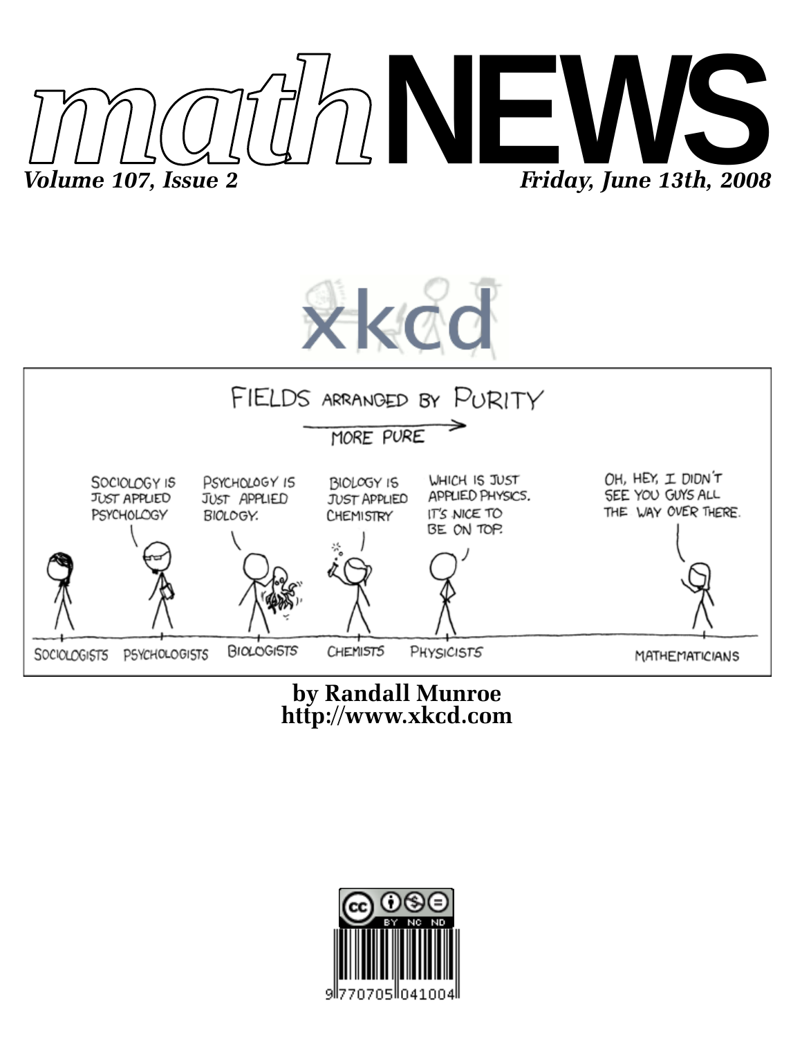# mathNEWS

*Volume 107, Issue 2* — *Friday, June 13th, 2008*

xkcd

FIELDS ARRANGED BY PURITY

MORE PURE →

SOCIOLOGY IS JUST APPLIED PSYCHOLOGY

PSYCHOLOGY IS JUST APPLIED BIOLOGY.

BIOLOGY IS JUST APPLIED CHEMISTRY

WHICH IS JUST APPLIED PHYSICS. IT'S NICE TO BE ON TOP.

OH, HEY, I DIDN'T SEE YOU GUYS ALL THE WAY OVER THERE.

SOCIOLOGISTS — PSYCHOLOGISTS — BIOLOGISTS — CHEMISTS — PHYSICISTS — MATHEMATICIANS

**by Randall Munroe**
**http://www.xkcd.com**

BY NC ND

9770705041004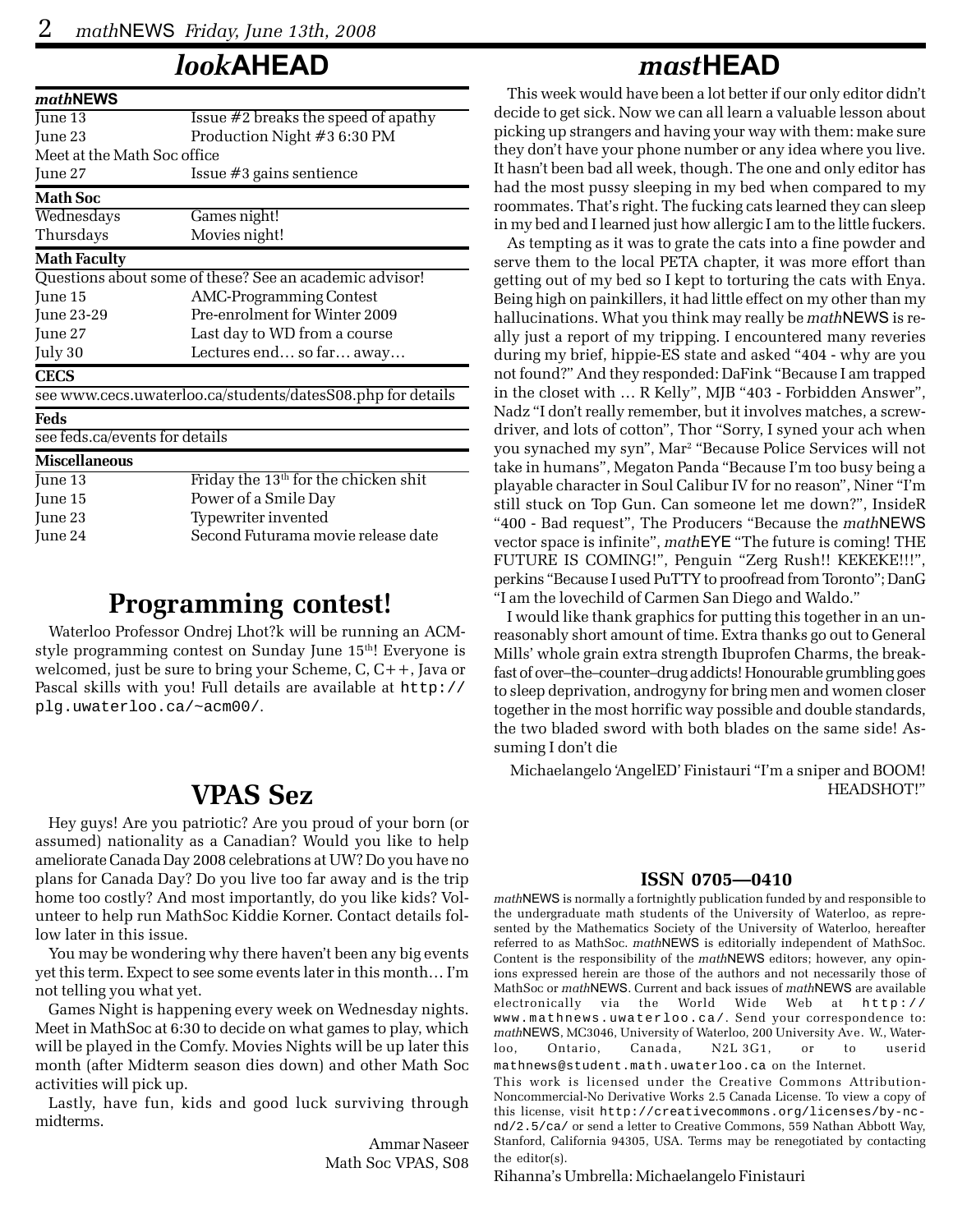## *look*AHEAD

| *math*NEWS | |
|---|---|
| June 13 | Issue #2 breaks the speed of apathy |
| June 23 | Production Night #3 6:30 PM |
| Meet at the Math Soc office | |
| June 27 | Issue #3 gains sentience |
| **Math Soc** | |
| Wednesdays | Games night! |
| Thursdays | Movies night! |
| **Math Faculty** | |
| Questions about some of these? See an academic advisor! | |
| June 15 | AMC-Programming Contest |
| June 23-29 | Pre-enrolment for Winter 2009 |
| June 27 | Last day to WD from a course |
| July 30 | Lectures end… so far… away… |
| **CECS** | |
| see www.cecs.uwaterloo.ca/students/datesS08.php for details | |
| **Feds** | |
| see feds.ca/events for details | |
| **Miscellaneous** | |
| June 13 | Friday the 13th for the chicken shit |
| June 15 | Power of a Smile Day |
| June 23 | Typewriter invented |
| June 24 | Second Futurama movie release date |

## Programming contest!

Waterloo Professor Ondrej Lhot?k will be running an ACM-style programming contest on Sunday June 15th! Everyone is welcomed, just be sure to bring your Scheme, C, C++, Java or Pascal skills with you! Full details are available at http://plg.uwaterloo.ca/~acm00/.

## VPAS Sez

Hey guys! Are you patriotic? Are you proud of your born (or assumed) nationality as a Canadian? Would you like to help ameliorate Canada Day 2008 celebrations at UW? Do you have no plans for Canada Day? Do you live too far away and is the trip home too costly? And most importantly, do you like kids? Volunteer to help run MathSoc Kiddie Korner. Contact details follow later in this issue.

You may be wondering why there haven't been any big events yet this term. Expect to see some events later in this month… I'm not telling you what yet.

Games Night is happening every week on Wednesday nights. Meet in MathSoc at 6:30 to decide on what games to play, which will be played in the Comfy. Movies Nights will be up later this month (after Midterm season dies down) and other Math Soc activities will pick up.

Lastly, have fun, kids and good luck surviving through midterms.

Ammar Naseer
Math Soc VPAS, S08

## *mast*HEAD

This week would have been a lot better if our only editor didn't decide to get sick. Now we can all learn a valuable lesson about picking up strangers and having your way with them: make sure they don't have your phone number or any idea where you live. It hasn't been bad all week, though. The one and only editor has had the most pussy sleeping in my bed when compared to my roommates. That's right. The fucking cats learned they can sleep in my bed and I learned just how allergic I am to the little fuckers.

As tempting as it was to grate the cats into a fine powder and serve them to the local PETA chapter, it was more effort than getting out of my bed so I kept to torturing the cats with Enya. Being high on painkillers, it had little effect on my other than my hallucinations. What you think may really be *math*NEWS is really just a report of my tripping. I encountered many reveries during my brief, hippie-ES state and asked "404 - why are you not found?" And they responded: DaFink "Because I am trapped in the closet with … R Kelly", MJB "403 - Forbidden Answer", Nadz "I don't really remember, but it involves matches, a screwdriver, and lots of cotton", Thor "Sorry, I syned your ach when you synached my syn", Mar² "Because Police Services will not take in humans", Megaton Panda "Because I'm too busy being a playable character in Soul Calibur IV for no reason", Niner "I'm still stuck on Top Gun. Can someone let me down?", InsideR "400 - Bad request", The Producers "Because the *math*NEWS vector space is infinite", *math*EYE "The future is coming! THE FUTURE IS COMING!", Penguin "Zerg Rush!! KEKEKE!!!", perkins "Because I used PuTTY to proofread from Toronto"; DanG "I am the lovechild of Carmen San Diego and Waldo."

I would like thank graphics for putting this together in an unreasonably short amount of time. Extra thanks go out to General Mills' whole grain extra strength Ibuprofen Charms, the breakfast of over–the–counter–drug addicts! Honourable grumbling goes to sleep deprivation, androgyny for bring men and women closer together in the most horrific way possible and double standards, the two bladed sword with both blades on the same side! Assuming I don't die

Michaelangelo 'AngelED' Finistauri "I'm a sniper and BOOM! HEADSHOT!"

### ISSN 0705—0410

*math*NEWS is normally a fortnightly publication funded by and responsible to the undergraduate math students of the University of Waterloo, as represented by the Mathematics Society of the University of Waterloo, hereafter referred to as MathSoc. *math*NEWS is editorially independent of MathSoc. Content is the responsibility of the *math*NEWS editors; however, any opinions expressed herein are those of the authors and not necessarily those of MathSoc or *math*NEWS. Current and back issues of *math*NEWS are available electronically via the World Wide Web at http://www.mathnews.uwaterloo.ca/. Send your correspondence to: *math*NEWS, MC3046, University of Waterloo, 200 University Ave. W., Waterloo, Ontario, Canada, N2L 3G1, or to userid mathnews@student.math.uwaterloo.ca on the Internet.

This work is licensed under the Creative Commons Attribution-Noncommercial-No Derivative Works 2.5 Canada License. To view a copy of this license, visit http://creativecommons.org/licenses/by-nc-nd/2.5/ca/ or send a letter to Creative Commons, 559 Nathan Abbott Way, Stanford, California 94305, USA. Terms may be renegotiated by contacting the editor(s).

Rihanna's Umbrella: Michaelangelo Finistauri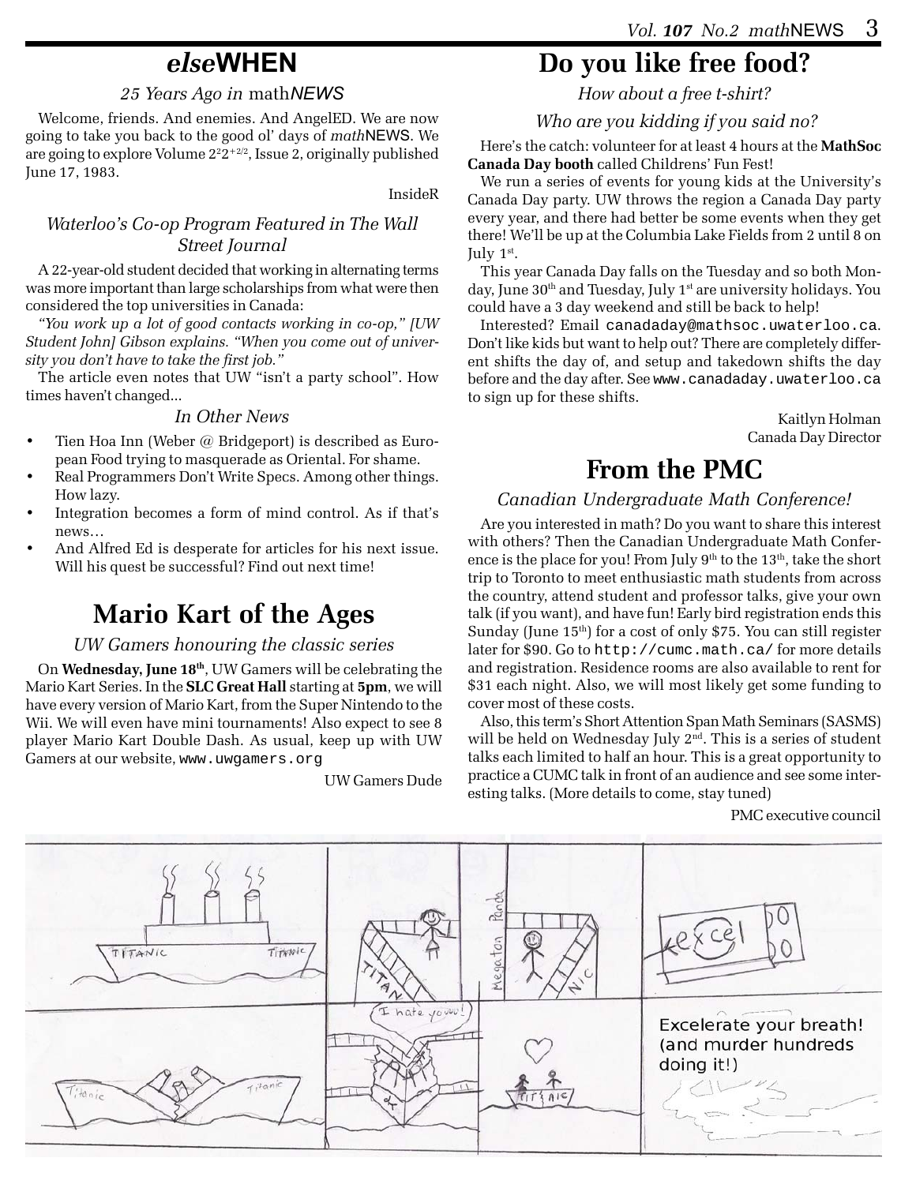## *else*WHEN

*25 Years Ago in* math*NEWS*

Welcome, friends. And enemies. And AngelED. We are now going to take you back to the good ol' days of *math*NEWS. We are going to explore Volume $2^2 2^{+2/2}$, Issue 2, originally published June 17, 1983.

InsideR

### *Waterloo's Co-op Program Featured in The Wall Street Journal*

A 22-year-old student decided that working in alternating terms was more important than large scholarships from what were then considered the top universities in Canada:

*"You work up a lot of good contacts working in co-op," [UW Student John] Gibson explains. "When you come out of university you don't have to take the first job."*

The article even notes that UW "isn't a party school". How times haven't changed...

### *In Other News*

- Tien Hoa Inn (Weber @ Bridgeport) is described as European Food trying to masquerade as Oriental. For shame.
- Real Programmers Don't Write Specs. Among other things. How lazy.
- Integration becomes a form of mind control. As if that's news…
- And Alfred Ed is desperate for articles for his next issue. Will his quest be successful? Find out next time!

## Mario Kart of the Ages

*UW Gamers honouring the classic series*

On **Wednesday, June 18th**, UW Gamers will be celebrating the Mario Kart Series. In the **SLC Great Hall** starting at **5pm**, we will have every version of Mario Kart, from the Super Nintendo to the Wii. We will even have mini tournaments! Also expect to see 8 player Mario Kart Double Dash. As usual, keep up with UW Gamers at our website, `www.uwgamers.org`

UW Gamers Dude

## Do you like free food?

*How about a free t-shirt?*

*Who are you kidding if you said no?*

Here's the catch: volunteer for at least 4 hours at the **MathSoc Canada Day booth** called Childrens' Fun Fest!

We run a series of events for young kids at the University's Canada Day party. UW throws the region a Canada Day party every year, and there had better be some events when they get there! We'll be up at the Columbia Lake Fields from 2 until 8 on July 1st.

This year Canada Day falls on the Tuesday and so both Monday, June 30th and Tuesday, July 1st are university holidays. You could have a 3 day weekend and still be back to help!

Interested? Email `canadaday@mathsoc.uwaterloo.ca`. Don't like kids but want to help out? There are completely different shifts the day of, and setup and takedown shifts the day before and the day after. See `www.canadaday.uwaterloo.ca` to sign up for these shifts.

Kaitlyn Holman
Canada Day Director

## From the PMC

*Canadian Undergraduate Math Conference!*

Are you interested in math? Do you want to share this interest with others? Then the Canadian Undergraduate Math Conference is the place for you! From July 9th to the 13th, take the short trip to Toronto to meet enthusiastic math students from across the country, attend student and professor talks, give your own talk (if you want), and have fun! Early bird registration ends this Sunday (June 15th) for a cost of only $75. You can still register later for $90. Go to `http://cumc.math.ca/` for more details and registration. Residence rooms are also available to rent for $31 each night. Also, we will most likely get some funding to cover most of these costs.

Also, this term's Short Attention Span Math Seminars (SASMS) will be held on Wednesday July 2nd. This is a series of student talks each limited to half an hour. This is a great opportunity to practice a CUMC talk in front of an audience and see some interesting talks. (More details to come, stay tuned)

PMC executive council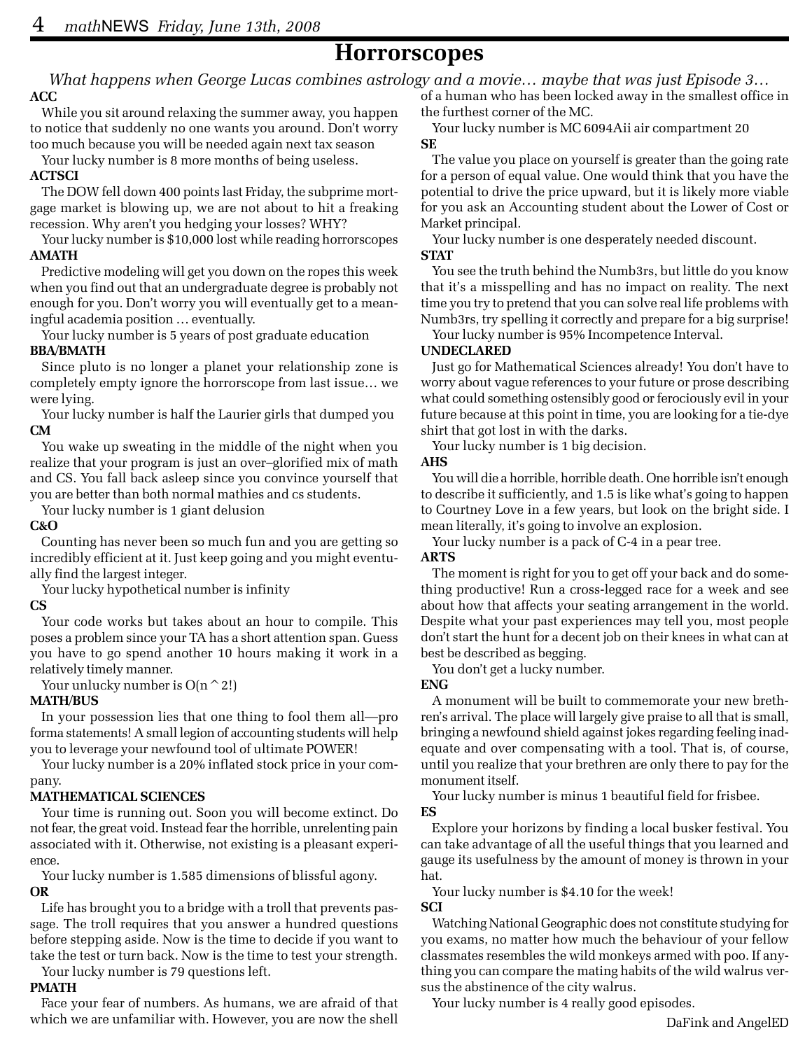# Horrorscopes

*What happens when George Lucas combines astrology and a movie… maybe that was just Episode 3…*

**ACC**

While you sit around relaxing the summer away, you happen to notice that suddenly no one wants you around. Don't worry too much because you will be needed again next tax season

Your lucky number is 8 more months of being useless.

**ACTSCI**

The DOW fell down 400 points last Friday, the subprime mortgage market is blowing up, we are not about to hit a freaking recession. Why aren't you hedging your losses? WHY?

Your lucky number is $10,000 lost while reading horrorscopes

**AMATH**

Predictive modeling will get you down on the ropes this week when you find out that an undergraduate degree is probably not enough for you. Don't worry you will eventually get to a meaningful academia position … eventually.

Your lucky number is 5 years of post graduate education

**BBA/BMATH**

Since pluto is no longer a planet your relationship zone is completely empty ignore the horrorscope from last issue… we were lying.

Your lucky number is half the Laurier girls that dumped you

**CM**

You wake up sweating in the middle of the night when you realize that your program is just an over–glorified mix of math and CS. You fall back asleep since you convince yourself that you are better than both normal mathies and cs students.

Your lucky number is 1 giant delusion

**C&O**

Counting has never been so much fun and you are getting so incredibly efficient at it. Just keep going and you might eventually find the largest integer.

Your lucky hypothetical number is infinity

**CS**

Your code works but takes about an hour to compile. This poses a problem since your TA has a short attention span. Guess you have to go spend another 10 hours making it work in a relatively timely manner.

Your unlucky number is O(n^2!)

**MATH/BUS**

In your possession lies that one thing to fool them all—pro forma statements! A small legion of accounting students will help you to leverage your newfound tool of ultimate POWER!

Your lucky number is a 20% inflated stock price in your company.

**MATHEMATICAL SCIENCES**

Your time is running out. Soon you will become extinct. Do not fear, the great void. Instead fear the horrible, unrelenting pain associated with it. Otherwise, not existing is a pleasant experience.

Your lucky number is 1.585 dimensions of blissful agony.

**OR**

Life has brought you to a bridge with a troll that prevents passage. The troll requires that you answer a hundred questions before stepping aside. Now is the time to decide if you want to take the test or turn back. Now is the time to test your strength.

Your lucky number is 79 questions left.

**PMATH**

Face your fear of numbers. As humans, we are afraid of that which we are unfamiliar with. However, you are now the shell of a human who has been locked away in the smallest office in the furthest corner of the MC.

Your lucky number is MC 6094Aii air compartment 20

**SE**

The value you place on yourself is greater than the going rate for a person of equal value. One would think that you have the potential to drive the price upward, but it is likely more viable for you ask an Accounting student about the Lower of Cost or Market principal.

Your lucky number is one desperately needed discount.

**STAT**

You see the truth behind the Numb3rs, but little do you know that it's a misspelling and has no impact on reality. The next time you try to pretend that you can solve real life problems with Numb3rs, try spelling it correctly and prepare for a big surprise!

Your lucky number is 95% Incompetence Interval.

**UNDECLARED**

Just go for Mathematical Sciences already! You don't have to worry about vague references to your future or prose describing what could something ostensibly good or ferociously evil in your future because at this point in time, you are looking for a tie-dye shirt that got lost in with the darks.

Your lucky number is 1 big decision.

**AHS**

You will die a horrible, horrible death. One horrible isn't enough to describe it sufficiently, and 1.5 is like what's going to happen to Courtney Love in a few years, but look on the bright side. I mean literally, it's going to involve an explosion.

Your lucky number is a pack of C-4 in a pear tree.

**ARTS**

The moment is right for you to get off your back and do something productive! Run a cross-legged race for a week and see about how that affects your seating arrangement in the world. Despite what your past experiences may tell you, most people don't start the hunt for a decent job on their knees in what can at best be described as begging.

You don't get a lucky number.

**ENG**

A monument will be built to commemorate your new brethren's arrival. The place will largely give praise to all that is small, bringing a newfound shield against jokes regarding feeling inadequate and over compensating with a tool. That is, of course, until you realize that your brethren are only there to pay for the monument itself.

Your lucky number is minus 1 beautiful field for frisbee.

**ES**

Explore your horizons by finding a local busker festival. You can take advantage of all the useful things that you learned and gauge its usefulness by the amount of money is thrown in your hat.

Your lucky number is $4.10 for the week!

**SCI**

Watching National Geographic does not constitute studying for you exams, no matter how much the behaviour of your fellow classmates resembles the wild monkeys armed with poo. If anything you can compare the mating habits of the wild walrus versus the abstinence of the city walrus.

Your lucky number is 4 really good episodes.

DaFink and AngelED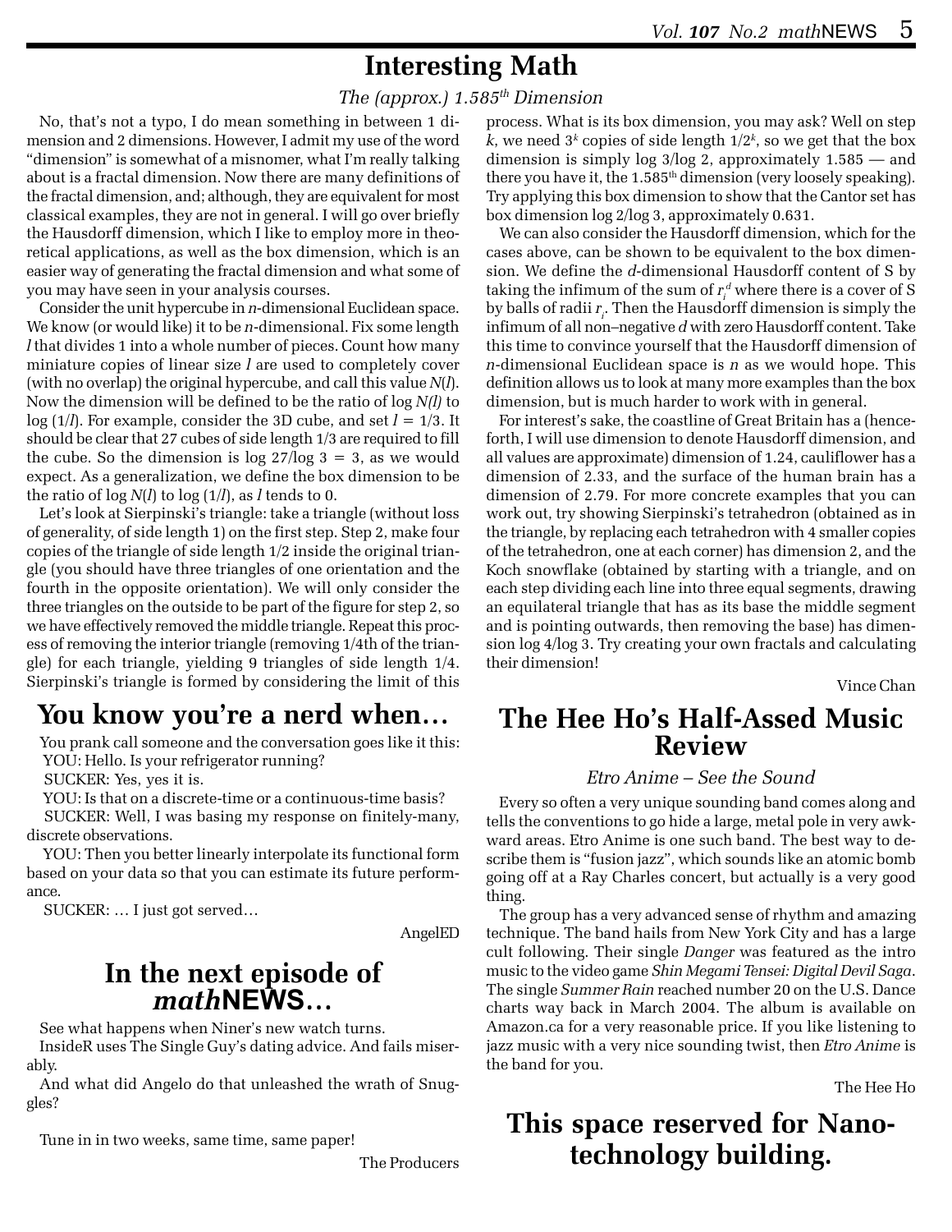# Interesting Math

*The (approx.) 1.585th Dimension*

No, that's not a typo, I do mean something in between 1 dimension and 2 dimensions. However, I admit my use of the word "dimension" is somewhat of a misnomer, what I'm really talking about is a fractal dimension. Now there are many definitions of the fractal dimension, and; although, they are equivalent for most classical examples, they are not in general. I will go over briefly the Hausdorff dimension, which I like to employ more in theoretical applications, as well as the box dimension, which is an easier way of generating the fractal dimension and what some of you may have seen in your analysis courses.

Consider the unit hypercube in $n$-dimensional Euclidean space. We know (or would like) it to be $n$-dimensional. Fix some length $l$ that divides 1 into a whole number of pieces. Count how many miniature copies of linear size $l$ are used to completely cover (with no overlap) the original hypercube, and call this value $N(l)$. Now the dimension will be defined to be the ratio of $\log N(l)$ to $\log (1/l)$. For example, consider the 3D cube, and set $l = 1/3$. It should be clear that 27 cubes of side length 1/3 are required to fill the cube. So the dimension is $\log 27/\log 3 = 3$, as we would expect. As a generalization, we define the box dimension to be the ratio of $\log N(l)$ to $\log (1/l)$, as $l$ tends to 0.

Let's look at Sierpinski's triangle: take a triangle (without loss of generality, of side length 1) on the first step. Step 2, make four copies of the triangle of side length 1/2 inside the original triangle (you should have three triangles of one orientation and the fourth in the opposite orientation). We will only consider the three triangles on the outside to be part of the figure for step 2, so we have effectively removed the middle triangle. Repeat this process of removing the interior triangle (removing 1/4th of the triangle) for each triangle, yielding 9 triangles of side length 1/4. Sierpinski's triangle is formed by considering the limit of this process. What is its box dimension, you may ask? Well on step $k$, we need $3^k$ copies of side length $1/2^k$, so we get that the box dimension is simply $\log 3/\log 2$, approximately 1.585 — and there you have it, the 1.585th dimension (very loosely speaking). Try applying this box dimension to show that the Cantor set has box dimension $\log 2/\log 3$, approximately 0.631.

We can also consider the Hausdorff dimension, which for the cases above, can be shown to be equivalent to the box dimension. We define the $d$-dimensional Hausdorff content of S by taking the infimum of the sum of $r_i^d$ where there is a cover of S by balls of radii $r_i$. Then the Hausdorff dimension is simply the infimum of all non–negative $d$ with zero Hausdorff content. Take this time to convince yourself that the Hausdorff dimension of $n$-dimensional Euclidean space is $n$ as we would hope. This definition allows us to look at many more examples than the box dimension, but is much harder to work with in general.

For interest's sake, the coastline of Great Britain has a (henceforth, I will use dimension to denote Hausdorff dimension, and all values are approximate) dimension of 1.24, cauliflower has a dimension of 2.33, and the surface of the human brain has a dimension of 2.79. For more concrete examples that you can work out, try showing Sierpinski's tetrahedron (obtained as in the triangle, by replacing each tetrahedron with 4 smaller copies of the tetrahedron, one at each corner) has dimension 2, and the Koch snowflake (obtained by starting with a triangle, and on each step dividing each line into three equal segments, drawing an equilateral triangle that has as its base the middle segment and is pointing outwards, then removing the base) has dimension $\log 4/\log 3$. Try creating your own fractals and calculating their dimension!

Vince Chan

# You know you're a nerd when…

You prank call someone and the conversation goes like it this:

YOU: Hello. Is your refrigerator running?

SUCKER: Yes, yes it is.

YOU: Is that on a discrete-time or a continuous-time basis?

SUCKER: Well, I was basing my response on finitely-many, discrete observations.

YOU: Then you better linearly interpolate its functional form based on your data so that you can estimate its future performance.

SUCKER: … I just got served…

AngelED

# In the next episode of *math*NEWS…

See what happens when Niner's new watch turns.

InsideR uses The Single Guy's dating advice. And fails miserably.

And what did Angelo do that unleashed the wrath of Snuggles?

Tune in in two weeks, same time, same paper!

The Producers

# The Hee Ho's Half-Assed Music Review

*Etro Anime – See the Sound*

Every so often a very unique sounding band comes along and tells the conventions to go hide a large, metal pole in very awkward areas. Etro Anime is one such band. The best way to describe them is "fusion jazz", which sounds like an atomic bomb going off at a Ray Charles concert, but actually is a very good thing.

The group has a very advanced sense of rhythm and amazing technique. The band hails from New York City and has a large cult following. Their single *Danger* was featured as the intro music to the video game *Shin Megami Tensei: Digital Devil Saga*. The single *Summer Rain* reached number 20 on the U.S. Dance charts way back in March 2004. The album is available on Amazon.ca for a very reasonable price. If you like listening to jazz music with a very nice sounding twist, then *Etro Anime* is the band for you.

The Hee Ho

# This space reserved for Nanotechnology building.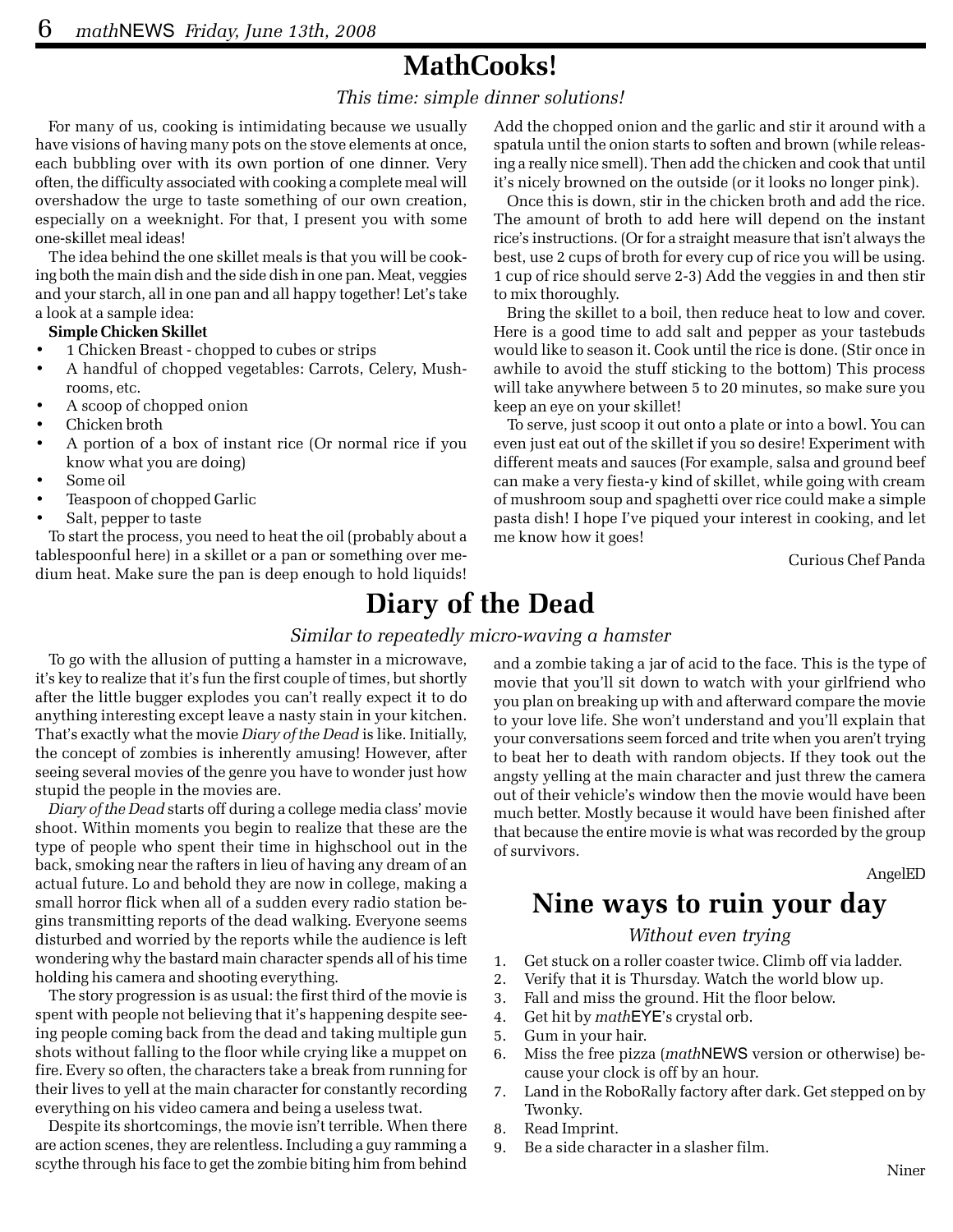# MathCooks!

*This time: simple dinner solutions!*

For many of us, cooking is intimidating because we usually have visions of having many pots on the stove elements at once, each bubbling over with its own portion of one dinner. Very often, the difficulty associated with cooking a complete meal will overshadow the urge to taste something of our own creation, especially on a weeknight. For that, I present you with some one-skillet meal ideas!

The idea behind the one skillet meals is that you will be cooking both the main dish and the side dish in one pan. Meat, veggies and your starch, all in one pan and all happy together! Let's take a look at a sample idea:

**Simple Chicken Skillet**

- 1 Chicken Breast - chopped to cubes or strips
- A handful of chopped vegetables: Carrots, Celery, Mushrooms, etc.
- A scoop of chopped onion
- Chicken broth
- A portion of a box of instant rice (Or normal rice if you know what you are doing)
- Some oil
- Teaspoon of chopped Garlic
- Salt, pepper to taste

To start the process, you need to heat the oil (probably about a tablespoonful here) in a skillet or a pan or something over medium heat. Make sure the pan is deep enough to hold liquids! Add the chopped onion and the garlic and stir it around with a spatula until the onion starts to soften and brown (while releasing a really nice smell). Then add the chicken and cook that until it's nicely browned on the outside (or it looks no longer pink).

Once this is down, stir in the chicken broth and add the rice. The amount of broth to add here will depend on the instant rice's instructions. (Or for a straight measure that isn't always the best, use 2 cups of broth for every cup of rice you will be using. 1 cup of rice should serve 2-3) Add the veggies in and then stir to mix thoroughly.

Bring the skillet to a boil, then reduce heat to low and cover. Here is a good time to add salt and pepper as your tastebuds would like to season it. Cook until the rice is done. (Stir once in awhile to avoid the stuff sticking to the bottom) This process will take anywhere between 5 to 20 minutes, so make sure you keep an eye on your skillet!

To serve, just scoop it out onto a plate or into a bowl. You can even just eat out of the skillet if you so desire! Experiment with different meats and sauces (For example, salsa and ground beef can make a very fiesta-y kind of skillet, while going with cream of mushroom soup and spaghetti over rice could make a simple pasta dish! I hope I've piqued your interest in cooking, and let me know how it goes!

Curious Chef Panda

# Diary of the Dead

*Similar to repeatedly micro-waving a hamster*

To go with the allusion of putting a hamster in a microwave, it's key to realize that it's fun the first couple of times, but shortly after the little bugger explodes you can't really expect it to do anything interesting except leave a nasty stain in your kitchen. That's exactly what the movie *Diary of the Dead* is like. Initially, the concept of zombies is inherently amusing! However, after seeing several movies of the genre you have to wonder just how stupid the people in the movies are.

*Diary of the Dead* starts off during a college media class' movie shoot. Within moments you begin to realize that these are the type of people who spent their time in highschool out in the back, smoking near the rafters in lieu of having any dream of an actual future. Lo and behold they are now in college, making a small horror flick when all of a sudden every radio station begins transmitting reports of the dead walking. Everyone seems disturbed and worried by the reports while the audience is left wondering why the bastard main character spends all of his time holding his camera and shooting everything.

The story progression is as usual: the first third of the movie is spent with people not believing that it's happening despite seeing people coming back from the dead and taking multiple gun shots without falling to the floor while crying like a muppet on fire. Every so often, the characters take a break from running for their lives to yell at the main character for constantly recording everything on his video camera and being a useless twat.

Despite its shortcomings, the movie isn't terrible. When there are action scenes, they are relentless. Including a guy ramming a scythe through his face to get the zombie biting him from behind and a zombie taking a jar of acid to the face. This is the type of movie that you'll sit down to watch with your girlfriend who you plan on breaking up with and afterward compare the movie to your love life. She won't understand and you'll explain that your conversations seem forced and trite when you aren't trying to beat her to death with random objects. If they took out the angsty yelling at the main character and just threw the camera out of their vehicle's window then the movie would have been much better. Mostly because it would have been finished after that because the entire movie is what was recorded by the group of survivors.

AngelED

# Nine ways to ruin your day

*Without even trying*

1. Get stuck on a roller coaster twice. Climb off via ladder.
2. Verify that it is Thursday. Watch the world blow up.
3. Fall and miss the ground. Hit the floor below.
4. Get hit by *math*EYE's crystal orb.
5. Gum in your hair.
6. Miss the free pizza (*math*NEWS version or otherwise) because your clock is off by an hour.
7. Land in the RoboRally factory after dark. Get stepped on by Twonky.
8. Read Imprint.
9. Be a side character in a slasher film.

Niner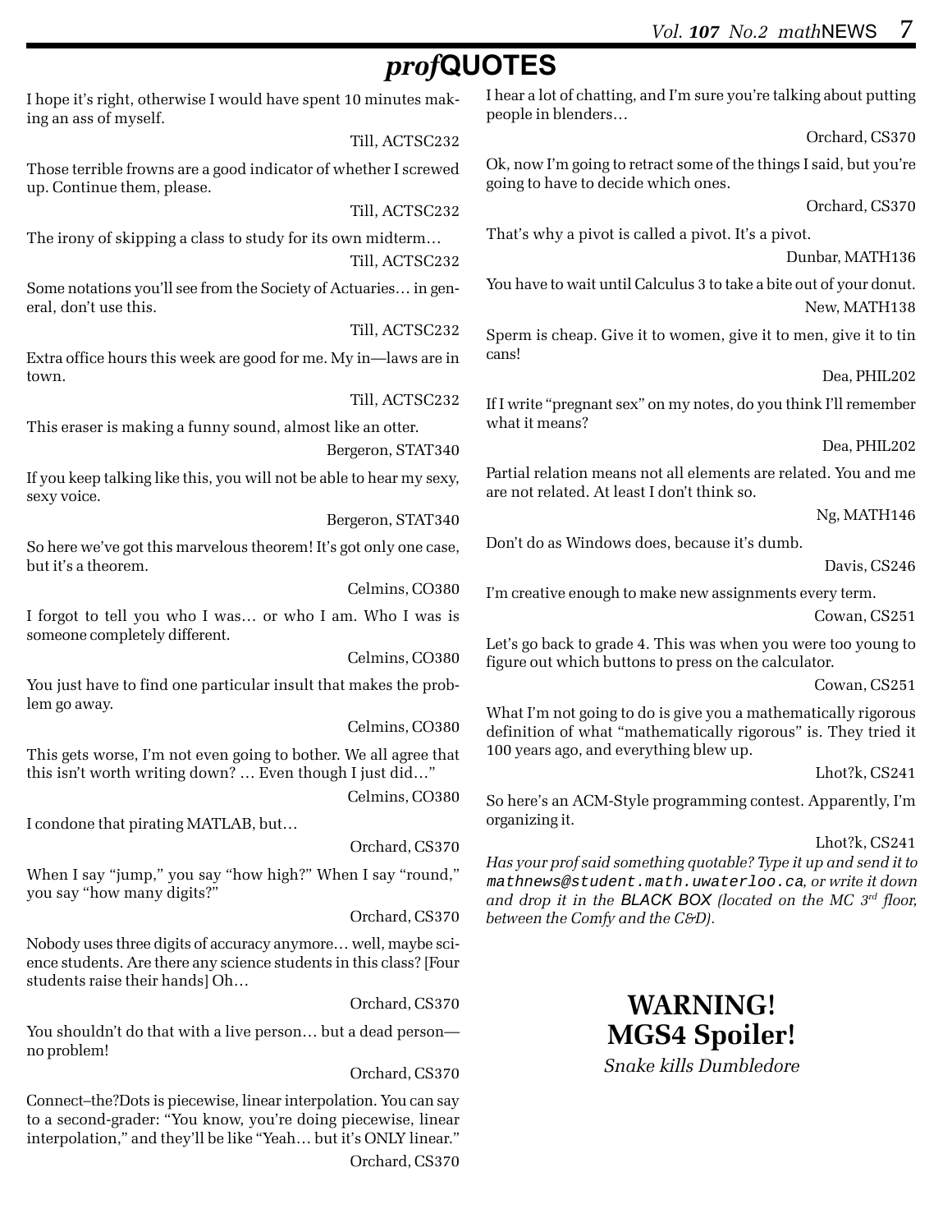# *prof*QUOTES

I hope it's right, otherwise I would have spent 10 minutes making an ass of myself.

Till, ACTSC232

Those terrible frowns are a good indicator of whether I screwed up. Continue them, please.

Till, ACTSC232

The irony of skipping a class to study for its own midterm…

Till, ACTSC232

Some notations you'll see from the Society of Actuaries… in general, don't use this.

Till, ACTSC232

Extra office hours this week are good for me. My in—laws are in town.

Till, ACTSC232

This eraser is making a funny sound, almost like an otter.

Bergeron, STAT340

If you keep talking like this, you will not be able to hear my sexy, sexy voice.

Bergeron, STAT340

So here we've got this marvelous theorem! It's got only one case, but it's a theorem.

Celmins, CO380

I forgot to tell you who I was… or who I am. Who I was is someone completely different.

Celmins, CO380

You just have to find one particular insult that makes the problem go away.

Celmins, CO380

This gets worse, I'm not even going to bother. We all agree that this isn't worth writing down? … Even though I just did…"

Celmins, CO380

I condone that pirating MATLAB, but…

Orchard, CS370

When I say "jump," you say "how high?" When I say "round," you say "how many digits?"

Orchard, CS370

Nobody uses three digits of accuracy anymore… well, maybe science students. Are there any science students in this class? [Four students raise their hands] Oh…

Orchard, CS370

You shouldn't do that with a live person… but a dead person—no problem!

Orchard, CS370

Connect–the?Dots is piecewise, linear interpolation. You can say to a second-grader: "You know, you're doing piecewise, linear interpolation," and they'll be like "Yeah… but it's ONLY linear."

Orchard, CS370

I hear a lot of chatting, and I'm sure you're talking about putting people in blenders…

Orchard, CS370

Ok, now I'm going to retract some of the things I said, but you're going to have to decide which ones.

Orchard, CS370

That's why a pivot is called a pivot. It's a pivot.

Dunbar, MATH136

You have to wait until Calculus 3 to take a bite out of your donut.

New, MATH138

Sperm is cheap. Give it to women, give it to men, give it to tin cans!

Dea, PHIL202

If I write "pregnant sex" on my notes, do you think I'll remember what it means?

Dea, PHIL202

Partial relation means not all elements are related. You and me are not related. At least I don't think so.

Ng, MATH146

Don't do as Windows does, because it's dumb.

Davis, CS246

I'm creative enough to make new assignments every term.

Cowan, CS251

Let's go back to grade 4. This was when you were too young to figure out which buttons to press on the calculator.

Cowan, CS251

What I'm not going to do is give you a mathematically rigorous definition of what "mathematically rigorous" is. They tried it 100 years ago, and everything blew up.

Lhot?k, CS241

So here's an ACM-Style programming contest. Apparently, I'm organizing it.

Lhot?k, CS241

*Has your prof said something quotable? Type it up and send it to* `mathnews@student.math.uwaterloo.ca`*, or write it down and drop it in the* BLACK BOX *(located on the MC 3rd floor, between the Comfy and the C&D).*

**WARNING!**
**MGS4 Spoiler!**

*Snake kills Dumbledore*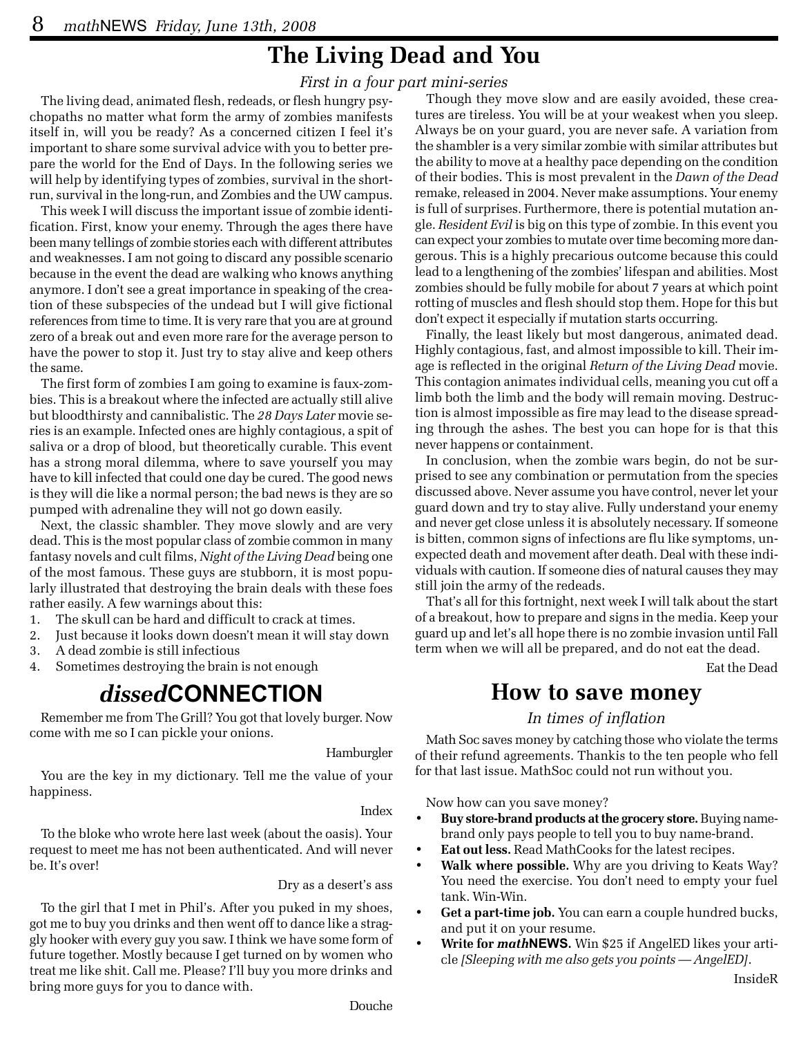# The Living Dead and You

*First in a four part mini-series*

The living dead, animated flesh, redeads, or flesh hungry psychopaths no matter what form the army of zombies manifests itself in, will you be ready? As a concerned citizen I feel it's important to share some survival advice with you to better prepare the world for the End of Days. In the following series we will help by identifying types of zombies, survival in the short-run, survival in the long-run, and Zombies and the UW campus.

This week I will discuss the important issue of zombie identification. First, know your enemy. Through the ages there have been many tellings of zombie stories each with different attributes and weaknesses. I am not going to discard any possible scenario because in the event the dead are walking who knows anything anymore. I don't see a great importance in speaking of the creation of these subspecies of the undead but I will give fictional references from time to time. It is very rare that you are at ground zero of a break out and even more rare for the average person to have the power to stop it. Just try to stay alive and keep others the same.

The first form of zombies I am going to examine is faux-zombies. This is a breakout where the infected are actually still alive but bloodthirsty and cannibalistic. The *28 Days Later* movie series is an example. Infected ones are highly contagious, a spit of saliva or a drop of blood, but theoretically curable. This event has a strong moral dilemma, where to save yourself you may have to kill infected that could one day be cured. The good news is they will die like a normal person; the bad news is they are so pumped with adrenaline they will not go down easily.

Next, the classic shambler. They move slowly and are very dead. This is the most popular class of zombie common in many fantasy novels and cult films, *Night of the Living Dead* being one of the most famous. These guys are stubborn, it is most popularly illustrated that destroying the brain deals with these foes rather easily. A few warnings about this:

1. The skull can be hard and difficult to crack at times.
2. Just because it looks down doesn't mean it will stay down
3. A dead zombie is still infectious
4. Sometimes destroying the brain is not enough

Though they move slow and are easily avoided, these creatures are tireless. You will be at your weakest when you sleep. Always be on your guard, you are never safe. A variation from the shambler is a very similar zombie with similar attributes but the ability to move at a healthy pace depending on the condition of their bodies. This is most prevalent in the *Dawn of the Dead* remake, released in 2004. Never make assumptions. Your enemy is full of surprises. Furthermore, there is potential mutation angle. *Resident Evil* is big on this type of zombie. In this event you can expect your zombies to mutate over time becoming more dangerous. This is a highly precarious outcome because this could lead to a lengthening of the zombies' lifespan and abilities. Most zombies should be fully mobile for about 7 years at which point rotting of muscles and flesh should stop them. Hope for this but don't expect it especially if mutation starts occurring.

Finally, the least likely but most dangerous, animated dead. Highly contagious, fast, and almost impossible to kill. Their image is reflected in the original *Return of the Living Dead* movie. This contagion animates individual cells, meaning you cut off a limb both the limb and the body will remain moving. Destruction is almost impossible as fire may lead to the disease spreading through the ashes. The best you can hope for is that this never happens or containment.

In conclusion, when the zombie wars begin, do not be surprised to see any combination or permutation from the species discussed above. Never assume you have control, never let your guard down and try to stay alive. Fully understand your enemy and never get close unless it is absolutely necessary. If someone is bitten, common signs of infections are flu like symptoms, unexpected death and movement after death. Deal with these individuals with caution. If someone dies of natural causes they may still join the army of the redeads.

That's all for this fortnight, next week I will talk about the start of a breakout, how to prepare and signs in the media. Keep your guard up and let's all hope there is no zombie invasion until Fall term when we will all be prepared, and do not eat the dead.

Eat the Dead

# *dissed*CONNECTION

Remember me from The Grill? You got that lovely burger. Now come with me so I can pickle your onions.

Hamburgler

You are the key in my dictionary. Tell me the value of your happiness.

Index

To the bloke who wrote here last week (about the oasis). Your request to meet me has not been authenticated. And will never be. It's over!

Dry as a desert's ass

To the girl that I met in Phil's. After you puked in my shoes, got me to buy you drinks and then went off to dance like a straggly hooker with every guy you saw. I think we have some form of future together. Mostly because I get turned on by women who treat me like shit. Call me. Please? I'll buy you more drinks and bring more guys for you to dance with.

Douche

# How to save money

*In times of inflation*

Math Soc saves money by catching those who violate the terms of their refund agreements. Thankis to the ten people who fell for that last issue. MathSoc could not run without you.

Now how can you save money?

- **Buy store-brand products at the grocery store.** Buying name-brand only pays people to tell you to buy name-brand.
- **Eat out less.** Read MathCooks for the latest recipes.
- **Walk where possible.** Why are you driving to Keats Way? You need the exercise. You don't need to empty your fuel tank. Win-Win.
- **Get a part-time job.** You can earn a couple hundred bucks, and put it on your resume.
- **Write for *math*NEWS.** Win $25 if AngelED likes your article *[Sleeping with me also gets you points — AngelED]*.

InsideR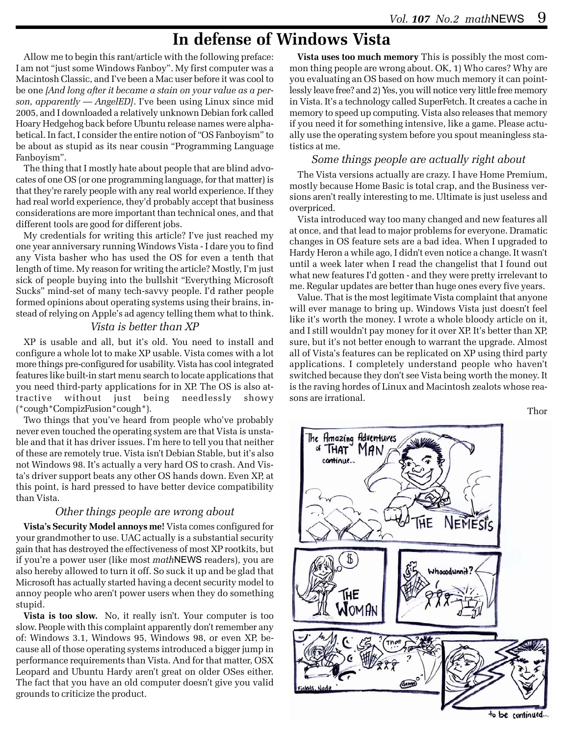# In defense of Windows Vista

Allow me to begin this rant/article with the following preface: I am not "just some Windows Fanboy". My first computer was a Macintosh Classic, and I've been a Mac user before it was cool to be one *[And long after it became a stain on your value as a person, apparently — AngelED]*. I've been using Linux since mid 2005, and I downloaded a relatively unknown Debian fork called Hoary Hedgehog back before Ubuntu release names were alphabetical. In fact, I consider the entire notion of "OS Fanboyism" to be about as stupid as its near cousin "Programming Language Fanboyism".

The thing that I mostly hate about people that are blind advocates of one OS (or one programming language, for that matter) is that they're rarely people with any real world experience. If they had real world experience, they'd probably accept that business considerations are more important than technical ones, and that different tools are good for different jobs.

My credentials for writing this article? I've just reached my one year anniversary running Windows Vista - I dare you to find any Vista basher who has used the OS for even a tenth that length of time. My reason for writing the article? Mostly, I'm just sick of people buying into the bullshit "Everything Microsoft Sucks" mind-set of many tech-savvy people. I'd rather people formed opinions about operating systems using their brains, instead of relying on Apple's ad agency telling them what to think.

### *Vista is better than XP*

XP is usable and all, but it's old. You need to install and configure a whole lot to make XP usable. Vista comes with a lot more things pre-configured for usability. Vista has cool integrated features like built-in start menu search to locate applications that you need third-party applications for in XP. The OS is also attractive without just being needlessly showy (*cough*CompizFusion*cough*).

Two things that you've heard from people who've probably never even touched the operating system are that Vista is unstable and that it has driver issues. I'm here to tell you that neither of these are remotely true. Vista isn't Debian Stable, but it's also not Windows 98. It's actually a very hard OS to crash. And Vista's driver support beats any other OS hands down. Even XP, at this point, is hard pressed to have better device compatibility than Vista.

### *Other things people are wrong about*

**Vista's Security Model annoys me!** Vista comes configured for your grandmother to use. UAC actually is a substantial security gain that has destroyed the effectiveness of most XP rootkits, but if you're a power user (like most *math*NEWS readers), you are also hereby allowed to turn it off. So suck it up and be glad that Microsoft has actually started having a decent security model to annoy people who aren't power users when they do something stupid.

**Vista is too slow.** No, it really isn't. Your computer is too slow. People with this complaint apparently don't remember any of: Windows 3.1, Windows 95, Windows 98, or even XP, because all of those operating systems introduced a bigger jump in performance requirements than Vista. And for that matter, OSX Leopard and Ubuntu Hardy aren't great on older OSes either. The fact that you have an old computer doesn't give you valid grounds to criticize the product.

**Vista uses too much memory** This is possibly the most common thing people are wrong about. OK, 1) Who cares? Why are you evaluating an OS based on how much memory it can pointlessly leave free? and 2) Yes, you will notice very little free memory in Vista. It's a technology called SuperFetch. It creates a cache in memory to speed up computing. Vista also releases that memory if you need it for something intensive, like a game. Please actually use the operating system before you spout meaningless statistics at me.

### *Some things people are actually right about*

The Vista versions actually are crazy. I have Home Premium, mostly because Home Basic is total crap, and the Business versions aren't really interesting to me. Ultimate is just useless and overpriced.

Vista introduced way too many changed and new features all at once, and that lead to major problems for everyone. Dramatic changes in OS feature sets are a bad idea. When I upgraded to Hardy Heron a while ago, I didn't even notice a change. It wasn't until a week later when I read the changelist that I found out what new features I'd gotten - and they were pretty irrelevant to me. Regular updates are better than huge ones every five years.

Value. That is the most legitimate Vista complaint that anyone will ever manage to bring up. Windows Vista just doesn't feel like it's worth the money. I wrote a whole bloody article on it, and I still wouldn't pay money for it over XP. It's better than XP, sure, but it's not better enough to warrant the upgrade. Almost all of Vista's features can be replicated on XP using third party applications. I completely understand people who haven't switched because they don't see Vista being worth the money. It is the raving hordes of Linux and Macintosh zealots whose reasons are irrational.

Thor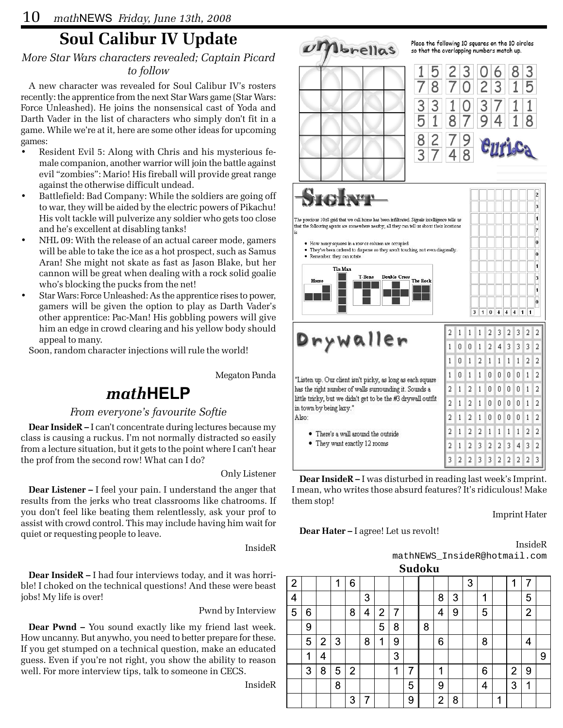# Soul Calibur IV Update

*More Star Wars characters revealed; Captain Picard to follow*

A new character was revealed for Soul Calibur IV's rosters recently: the apprentice from the next Star Wars game (Star Wars: Force Unleashed). He joins the nonsensical cast of Yoda and Darth Vader in the list of characters who simply don't fit in a game. While we're at it, here are some other ideas for upcoming games:

- Resident Evil 5: Along with Chris and his mysterious female companion, another warrior will join the battle against evil "zombies": Mario! His fireball will provide great range against the otherwise difficult undead.
- Battlefield: Bad Company: While the soldiers are going off to war, they will be aided by the electric powers of Pikachu! His volt tackle will pulverize any soldier who gets too close and he's excellent at disabling tanks!
- NHL 09: With the release of an actual career mode, gamers will be able to take the ice as a hot prospect, such as Samus Aran! She might not skate as fast as Jason Blake, but her cannon will be great when dealing with a rock solid goalie who's blocking the pucks from the net!
- Star Wars: Force Unleashed: As the apprentice rises to power, gamers will be given the option to play as Darth Vader's other apprentice: Pac-Man! His gobbling powers will give him an edge in crowd clearing and his yellow body should appeal to many.

Soon, random character injections will rule the world!

Megaton Panda

# *math*HELP

*From everyone's favourite Softie*

**Dear InsideR –** I can't concentrate during lectures because my class is causing a ruckus. I'm not normally distracted so easily from a lecture situation, but it gets to the point where I can't hear the prof from the second row! What can I do?

Only Listener

**Dear Listener –** I feel your pain. I understand the anger that results from the jerks who treat classrooms like chatrooms. If you don't feel like beating them relentlessly, ask your prof to assist with crowd control. This may include having him wait for quiet or requesting people to leave.

InsideR

**Dear InsideR –** I had four interviews today, and it was horrible! I choked on the technical questions! And these were beast jobs! My life is over!

Pwnd by Interview

**Dear Pwnd –** You sound exactly like my friend last week. How uncanny. But anywho, you need to better prepare for these. If you get stumped on a technical question, make an educated guess. Even if you're not right, you show the ability to reason well. For more interview tips, talk to someone in CECS.

InsideR

**Dear InsideR –** I was disturbed in reading last week's Imprint. I mean, who writes those absurd features? It's ridiculous! Make them stop!

Imprint Hater

**Dear Hater –** I agree! Let us revolt!

InsideR

mathNEWS_InsideR@hotmail.com

## Umbrellas

Place the following 10 squares on the 10 circles so that the overlapping numbers match up.

| | | | | | | | |
|---|---|---|---|---|---|---|---|
| 1 5 | 2 3 | 0 6 | 8 3 | 3 3 | 1 0 | 3 7 | 1 1 |
| 7 8 | 7 0 | 2 3 | 1 5 | 5 1 | 8 7 | 9 4 | 1 8 |

| | |
|---|---|
| 8 2 | 7 9 |
| 3 7 | 4 8 |

Eurica

## SigInt

The precious 10x8 grid that we call home has been infiltrated. Signals intelligence tells us that the following agents are somewhere nearby, all they can tell us about their locations is

- How many squares in a row or column are occupied
- They've been ordered to disperse so they aren't touching, not even diagonally.
- Remember: they can rotate

Horse, Tin Man, T-Bone, Double Cross, The Rock

Row counts: 2, 3, 1, 7, 0, 0, 1, 3, 1, 0

Column counts: 3, 1, 0, 4, 4, 4, 1, 1

## Drywaller

"Listen up. Our client isn't picky, as long as each square has the right number of walls surrounding it. Sounds a little tricky, but we didn't get to be the #3 drywall outfit in town by being lazy."

Also:

- There's a wall around the outside
- They want exactly 12 rooms

| | | | | | | | | | |
|---|---|---|---|---|---|---|---|---|---|
| 2 | 1 | 1 | 1 | 2 | 3 | 2 | 3 | 2 | 2 |
| 1 | 0 | 0 | 1 | 2 | 4 | 3 | 3 | 3 | 2 |
| 1 | 0 | 1 | 2 | 1 | 1 | 1 | 1 | 2 | 2 |
| 1 | 0 | 1 | 1 | 0 | 0 | 0 | 0 | 1 | 2 |
| 2 | 1 | 2 | 1 | 0 | 0 | 0 | 0 | 1 | 2 |
| 2 | 1 | 2 | 1 | 0 | 0 | 0 | 0 | 1 | 2 |
| 2 | 1 | 2 | 1 | 0 | 0 | 0 | 0 | 1 | 2 |
| 2 | 1 | 2 | 2 | 1 | 1 | 1 | 1 | 2 | 2 |
| 2 | 1 | 2 | 3 | 2 | 2 | 3 | 4 | 3 | 2 |
| 3 | 2 | 2 | 3 | 3 | 2 | 2 | 2 | 2 | 3 |

## Sudoku

| | | | | | | | | | | | | | | | | | |
|---|---|---|---|---|---|---|---|---|---|---|---|---|---|---|---|---|---|
| 2 | | | 1 | 6 | | | | | | | | 3 | | | 1 | 7 | |
| 4 | | | | | 3 | | | | | 8 | 3 | | 1 | | | 5 | |
| 5 | 6 | | | 8 | 4 | 2 | 7 | | | 4 | 9 | | 5 | | | 2 | |
| | 9 | | | | | 5 | 8 | | 8 | | | | | | | | |
| | 5 | 2 | 3 | | 8 | 1 | 9 | | | 6 | | | 8 | | | 4 | |
| | 1 | 4 | | | | | 3 | | | | | | | | | | 9 |
| | 3 | 8 | 5 | 2 | | | 1 | 7 | | 1 | | | 6 | | 2 | 9 | |
| | | | 8 | | | | | 5 | | 9 | | | 4 | | 3 | 1 | |
| | | | | 3 | 7 | | | 9 | | 2 | 8 | | | 1 | | | |